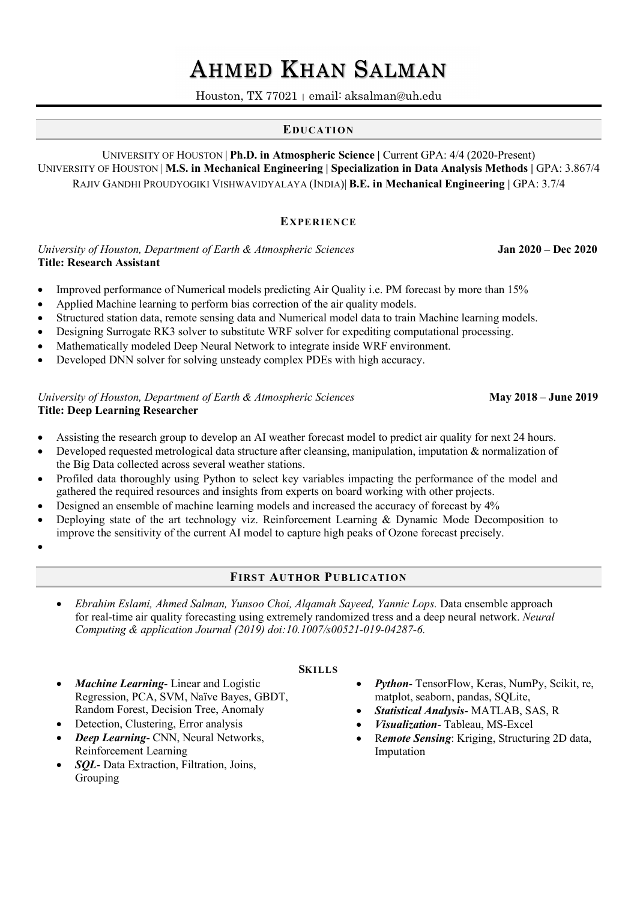# AHMED KHAN SALMAN

Houston, TX 77021 | email: aksalman@uh.edu

## EDUCATION

UNIVERSITY OF HOUSTON | **Ph.D. in Atmospheric Science** | Current GPA: 4/4 (2020-Present)
UNIVERSITY OF HOUSTON | **M.S. in Mechanical Engineering | Specialization in Data Analysis Methods** | GPA: 3.867/4
RAJIV GANDHI PROUDYOGIKI VISHWAVIDYALAYA (INDIA)| **B.E. in Mechanical Engineering** | GPA: 3.7/4

## EXPERIENCE

*University of Houston, Department of Earth & Atmospheric Sciences* **Jan 2020 – Dec 2020**
**Title: Research Assistant**

- Improved performance of Numerical models predicting Air Quality i.e. PM forecast by more than 15%
- Applied Machine learning to perform bias correction of the air quality models.
- Structured station data, remote sensing data and Numerical model data to train Machine learning models.
- Designing Surrogate RK3 solver to substitute WRF solver for expediting computational processing.
- Mathematically modeled Deep Neural Network to integrate inside WRF environment.
- Developed DNN solver for solving unsteady complex PDEs with high accuracy.

*University of Houston, Department of Earth & Atmospheric Sciences* **May 2018 – June 2019**
**Title: Deep Learning Researcher**

- Assisting the research group to develop an AI weather forecast model to predict air quality for next 24 hours.
- Developed requested metrological data structure after cleansing, manipulation, imputation & normalization of the Big Data collected across several weather stations.
- Profiled data thoroughly using Python to select key variables impacting the performance of the model and gathered the required resources and insights from experts on board working with other projects.
- Designed an ensemble of machine learning models and increased the accuracy of forecast by 4%
- Deploying state of the art technology viz. Reinforcement Learning & Dynamic Mode Decomposition to improve the sensitivity of the current AI model to capture high peaks of Ozone forecast precisely.

## FIRST AUTHOR PUBLICATION

- *Ebrahim Eslami, Ahmed Salman, Yunsoo Choi, Alqamah Sayeed, Yannic Lops.* Data ensemble approach for real-time air quality forecasting using extremely randomized tress and a deep neural network. *Neural Computing & application Journal (2019) doi:10.1007/s00521-019-04287-6.*

## SKILLS

- ***Machine Learning***- Linear and Logistic Regression, PCA, SVM, Naïve Bayes, GBDT, Random Forest, Decision Tree, Anomaly
- Detection, Clustering, Error analysis
- ***Deep Learning***- CNN, Neural Networks, Reinforcement Learning
- ***SQL***- Data Extraction, Filtration, Joins, Grouping
- ***Python***- TensorFlow, Keras, NumPy, Scikit, re, matplot, seaborn, pandas, SQLite,
- ***Statistical Analysis***- MATLAB, SAS, R
- ***Visualization***- Tableau, MS-Excel
- R***emote Sensing***: Kriging, Structuring 2D data, Imputation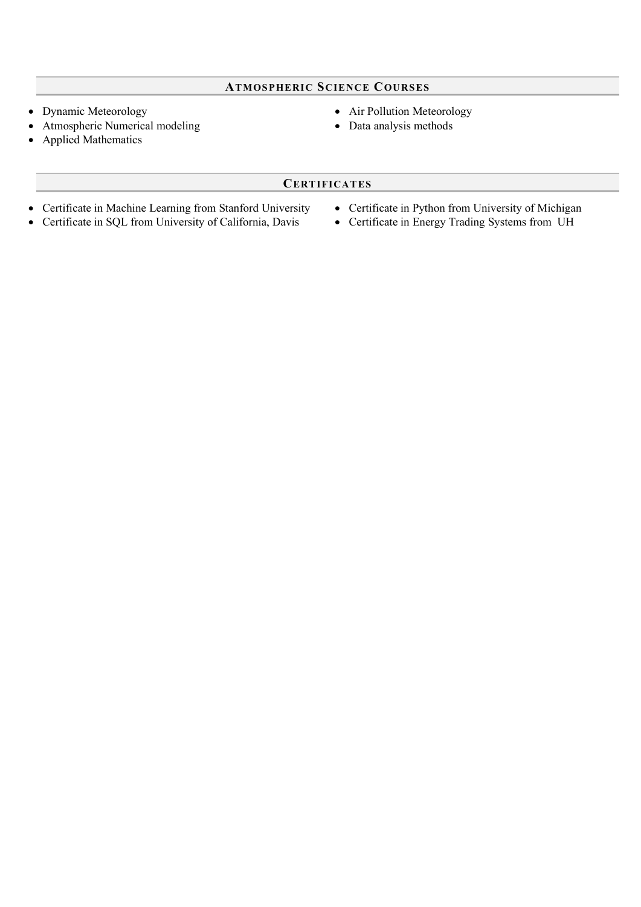## ATMOSPHERIC SCIENCE COURSES

- Dynamic Meteorology
- Atmospheric Numerical modeling
- Applied Mathematics
- Air Pollution Meteorology
- Data analysis methods

## CERTIFICATES

- Certificate in Machine Learning from Stanford University
- Certificate in SQL from University of California, Davis
- Certificate in Python from University of Michigan
- Certificate in Energy Trading Systems from UH